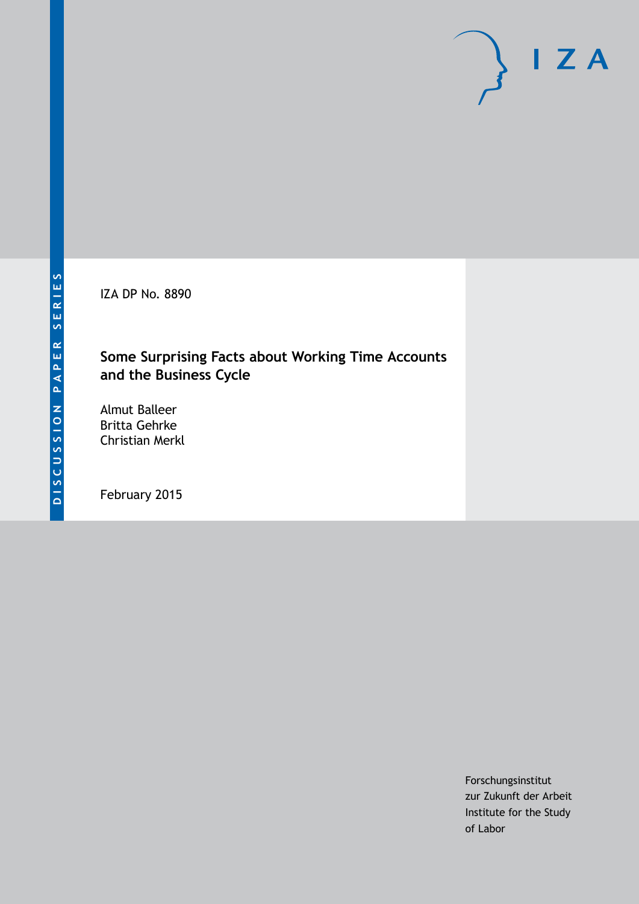DISCUSSION PAPER SERIES

IZA

IZA DP No. 8890

# Some Surprising Facts about Working Time Accounts and the Business Cycle

Almut Balleer
Britta Gehrke
Christian Merkl

February 2015

Forschungsinstitut
zur Zukunft der Arbeit
Institute for the Study
of Labor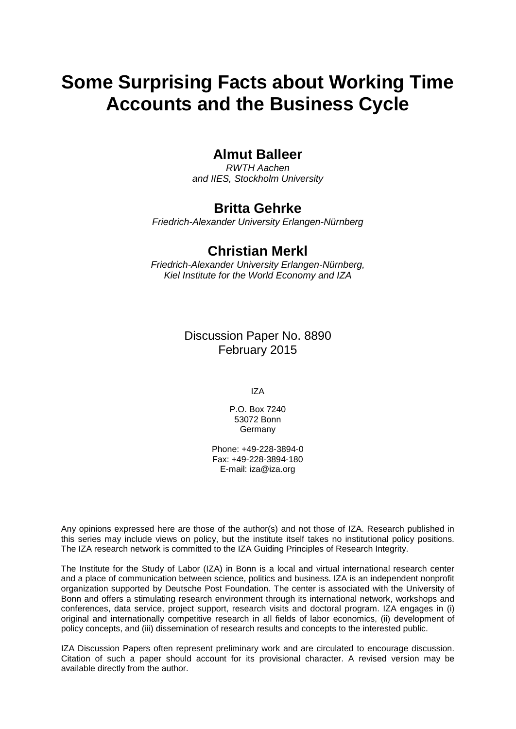# Some Surprising Facts about Working Time Accounts and the Business Cycle

## Almut Balleer

*RWTH Aachen*
*and IIES, Stockholm University*

## Britta Gehrke

*Friedrich-Alexander University Erlangen-Nürnberg*

## Christian Merkl

*Friedrich-Alexander University Erlangen-Nürnberg,*
*Kiel Institute for the World Economy and IZA*

Discussion Paper No. 8890
February 2015

IZA

P.O. Box 7240
53072 Bonn
Germany

Phone: +49-228-3894-0
Fax: +49-228-3894-180
E-mail: iza@iza.org

Any opinions expressed here are those of the author(s) and not those of IZA. Research published in this series may include views on policy, but the institute itself takes no institutional policy positions. The IZA research network is committed to the IZA Guiding Principles of Research Integrity.

The Institute for the Study of Labor (IZA) in Bonn is a local and virtual international research center and a place of communication between science, politics and business. IZA is an independent nonprofit organization supported by Deutsche Post Foundation. The center is associated with the University of Bonn and offers a stimulating research environment through its international network, workshops and conferences, data service, project support, research visits and doctoral program. IZA engages in (i) original and internationally competitive research in all fields of labor economics, (ii) development of policy concepts, and (iii) dissemination of research results and concepts to the interested public.

IZA Discussion Papers often represent preliminary work and are circulated to encourage discussion. Citation of such a paper should account for its provisional character. A revised version may be available directly from the author.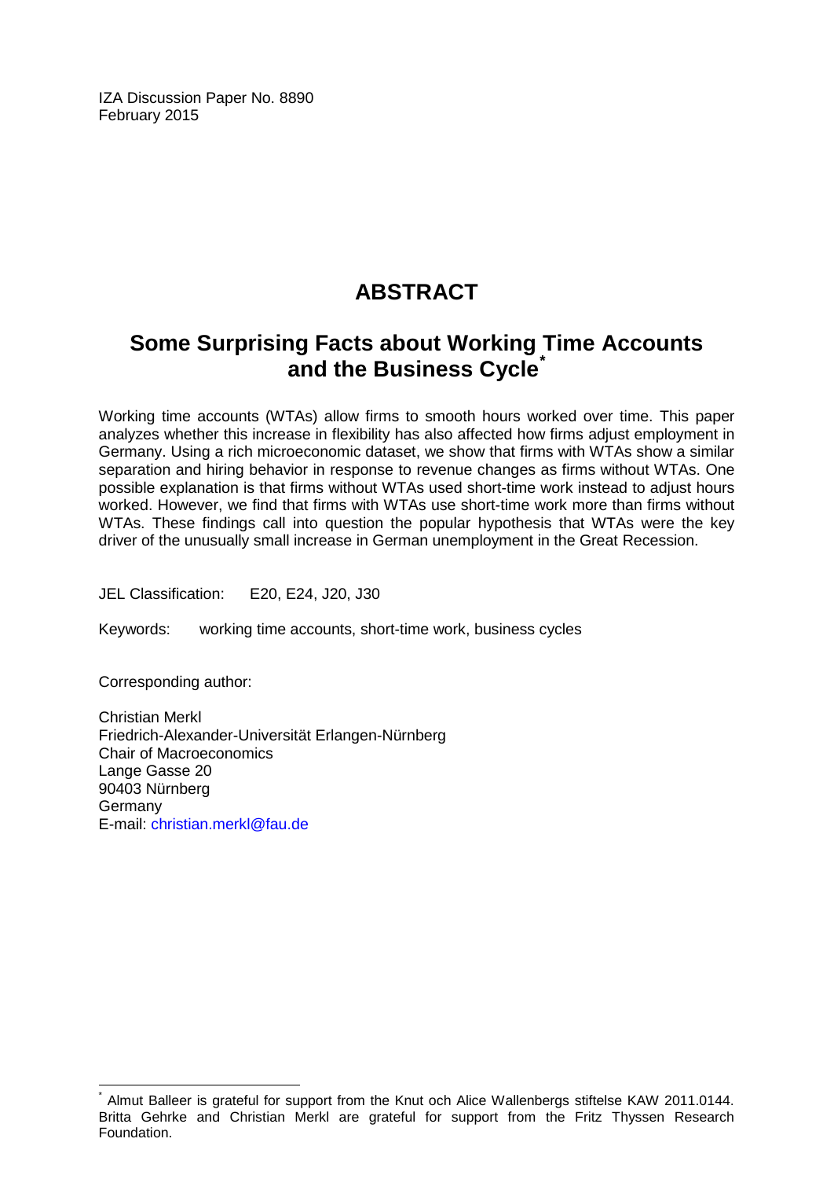IZA Discussion Paper No. 8890
February 2015

# ABSTRACT

## Some Surprising Facts about Working Time Accounts and the Business Cycle*

Working time accounts (WTAs) allow firms to smooth hours worked over time. This paper analyzes whether this increase in flexibility has also affected how firms adjust employment in Germany. Using a rich microeconomic dataset, we show that firms with WTAs show a similar separation and hiring behavior in response to revenue changes as firms without WTAs. One possible explanation is that firms without WTAs used short-time work instead to adjust hours worked. However, we find that firms with WTAs use short-time work more than firms without WTAs. These findings call into question the popular hypothesis that WTAs were the key driver of the unusually small increase in German unemployment in the Great Recession.

JEL Classification: E20, E24, J20, J30

Keywords: working time accounts, short-time work, business cycles

Corresponding author:

Christian Merkl
Friedrich-Alexander-Universität Erlangen-Nürnberg
Chair of Macroeconomics
Lange Gasse 20
90403 Nürnberg
Germany
E-mail: christian.merkl@fau.de

* Almut Balleer is grateful for support from the Knut och Alice Wallenbergs stiftelse KAW 2011.0144. Britta Gehrke and Christian Merkl are grateful for support from the Fritz Thyssen Research Foundation.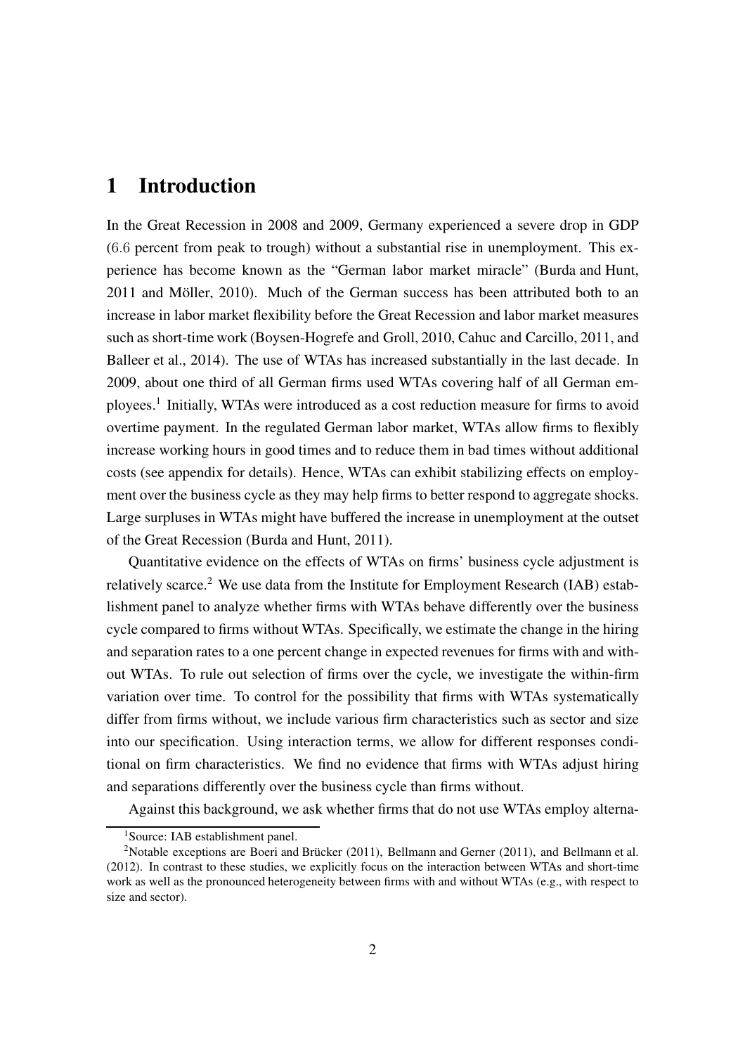# 1 Introduction

In the Great Recession in 2008 and 2009, Germany experienced a severe drop in GDP (6.6 percent from peak to trough) without a substantial rise in unemployment. This experience has become known as the "German labor market miracle" (Burda and Hunt, 2011 and Möller, 2010). Much of the German success has been attributed both to an increase in labor market flexibility before the Great Recession and labor market measures such as short-time work (Boysen-Hogrefe and Groll, 2010, Cahuc and Carcillo, 2011, and Balleer et al., 2014). The use of WTAs has increased substantially in the last decade. In 2009, about one third of all German firms used WTAs covering half of all German employees.[1] Initially, WTAs were introduced as a cost reduction measure for firms to avoid overtime payment. In the regulated German labor market, WTAs allow firms to flexibly increase working hours in good times and to reduce them in bad times without additional costs (see appendix for details). Hence, WTAs can exhibit stabilizing effects on employment over the business cycle as they may help firms to better respond to aggregate shocks. Large surpluses in WTAs might have buffered the increase in unemployment at the outset of the Great Recession (Burda and Hunt, 2011).

Quantitative evidence on the effects of WTAs on firms' business cycle adjustment is relatively scarce.[2] We use data from the Institute for Employment Research (IAB) establishment panel to analyze whether firms with WTAs behave differently over the business cycle compared to firms without WTAs. Specifically, we estimate the change in the hiring and separation rates to a one percent change in expected revenues for firms with and without WTAs. To rule out selection of firms over the cycle, we investigate the within-firm variation over time. To control for the possibility that firms with WTAs systematically differ from firms without, we include various firm characteristics such as sector and size into our specification. Using interaction terms, we allow for different responses conditional on firm characteristics. We find no evidence that firms with WTAs adjust hiring and separations differently over the business cycle than firms without.

Against this background, we ask whether firms that do not use WTAs employ alterna-

[1] Source: IAB establishment panel.

[2] Notable exceptions are Boeri and Brücker (2011), Bellmann and Gerner (2011), and Bellmann et al. (2012). In contrast to these studies, we explicitly focus on the interaction between WTAs and short-time work as well as the pronounced heterogeneity between firms with and without WTAs (e.g., with respect to size and sector).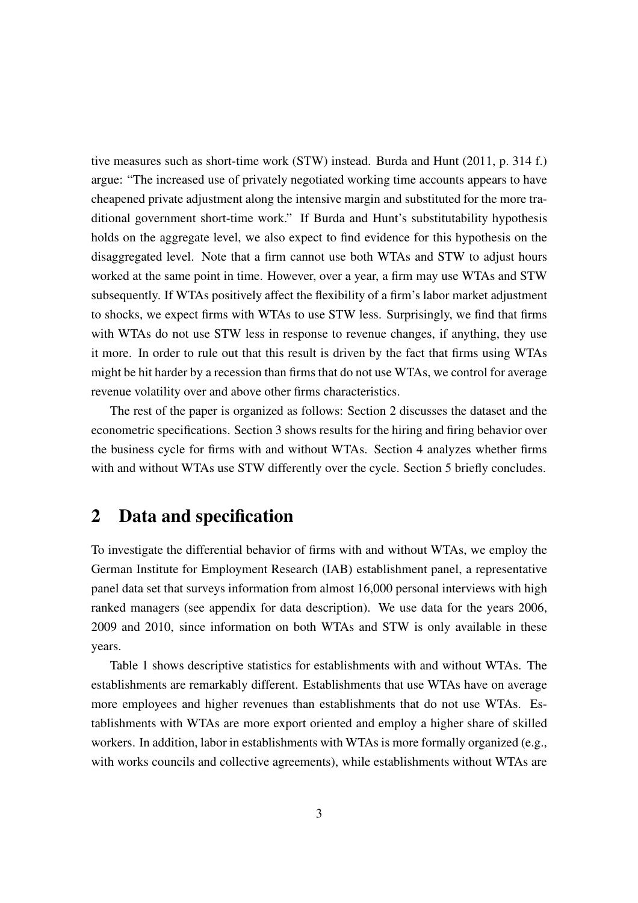tive measures such as short-time work (STW) instead. Burda and Hunt (2011, p. 314 f.) argue: "The increased use of privately negotiated working time accounts appears to have cheapened private adjustment along the intensive margin and substituted for the more traditional government short-time work." If Burda and Hunt's substitutability hypothesis holds on the aggregate level, we also expect to find evidence for this hypothesis on the disaggregated level. Note that a firm cannot use both WTAs and STW to adjust hours worked at the same point in time. However, over a year, a firm may use WTAs and STW subsequently. If WTAs positively affect the flexibility of a firm's labor market adjustment to shocks, we expect firms with WTAs to use STW less. Surprisingly, we find that firms with WTAs do not use STW less in response to revenue changes, if anything, they use it more. In order to rule out that this result is driven by the fact that firms using WTAs might be hit harder by a recession than firms that do not use WTAs, we control for average revenue volatility over and above other firms characteristics.

The rest of the paper is organized as follows: Section 2 discusses the dataset and the econometric specifications. Section 3 shows results for the hiring and firing behavior over the business cycle for firms with and without WTAs. Section 4 analyzes whether firms with and without WTAs use STW differently over the cycle. Section 5 briefly concludes.

## 2 Data and specification

To investigate the differential behavior of firms with and without WTAs, we employ the German Institute for Employment Research (IAB) establishment panel, a representative panel data set that surveys information from almost 16,000 personal interviews with high ranked managers (see appendix for data description). We use data for the years 2006, 2009 and 2010, since information on both WTAs and STW is only available in these years.

Table 1 shows descriptive statistics for establishments with and without WTAs. The establishments are remarkably different. Establishments that use WTAs have on average more employees and higher revenues than establishments that do not use WTAs. Establishments with WTAs are more export oriented and employ a higher share of skilled workers. In addition, labor in establishments with WTAs is more formally organized (e.g., with works councils and collective agreements), while establishments without WTAs are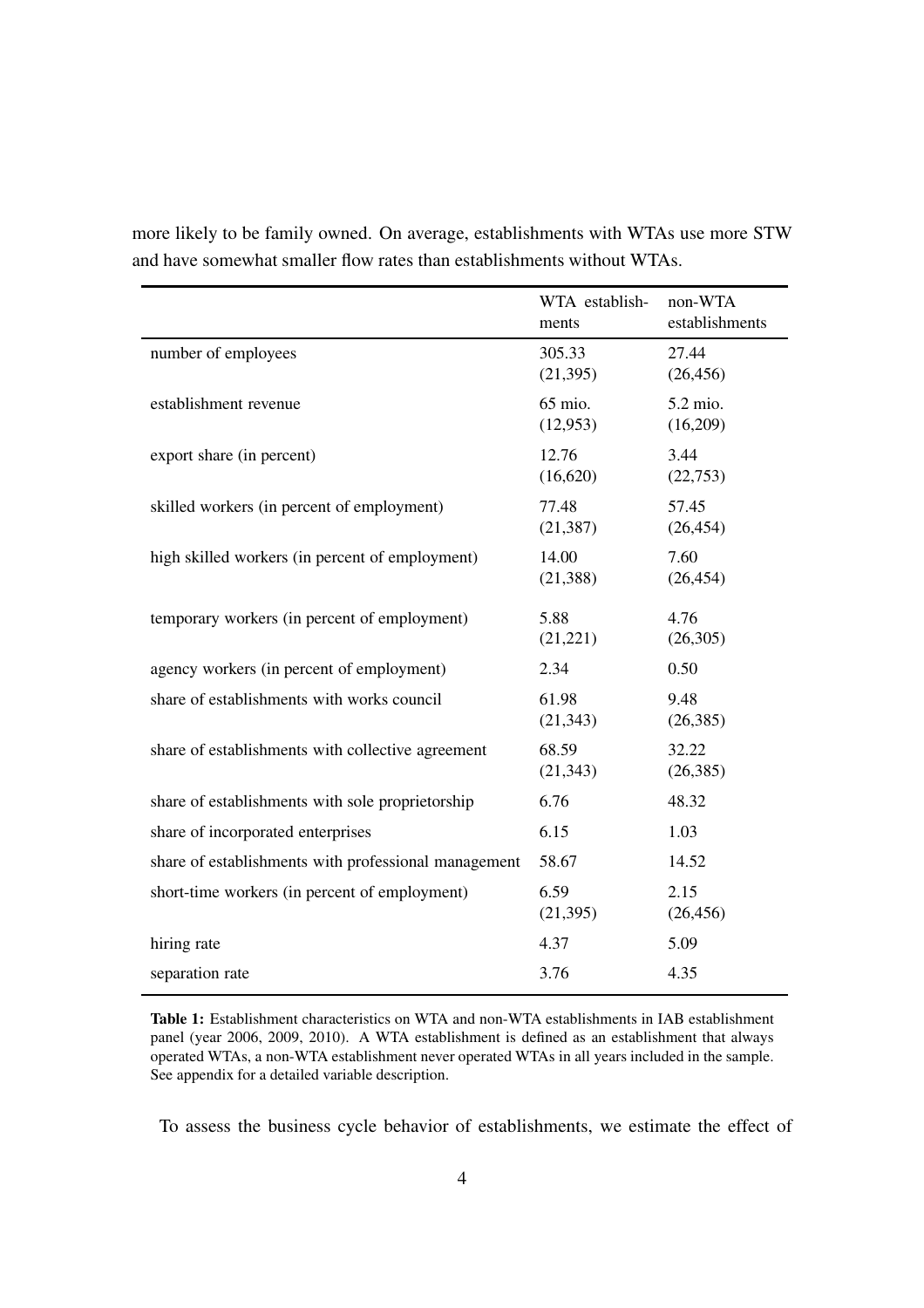more likely to be family owned. On average, establishments with WTAs use more STW and have somewhat smaller flow rates than establishments without WTAs.

| | WTA establishments | non-WTA establishments |
|---|---|---|
| number of employees | 305.33 (21,395) | 27.44 (26,456) |
| establishment revenue | 65 mio. (12,953) | 5.2 mio. (16,209) |
| export share (in percent) | 12.76 (16,620) | 3.44 (22,753) |
| skilled workers (in percent of employment) | 77.48 (21,387) | 57.45 (26,454) |
| high skilled workers (in percent of employment) | 14.00 (21,388) | 7.60 (26,454) |
| temporary workers (in percent of employment) | 5.88 (21,221) | 4.76 (26,305) |
| agency workers (in percent of employment) | 2.34 | 0.50 |
| share of establishments with works council | 61.98 (21,343) | 9.48 (26,385) |
| share of establishments with collective agreement | 68.59 (21,343) | 32.22 (26,385) |
| share of establishments with sole proprietorship | 6.76 | 48.32 |
| share of incorporated enterprises | 6.15 | 1.03 |
| share of establishments with professional management | 58.67 | 14.52 |
| short-time workers (in percent of employment) | 6.59 (21,395) | 2.15 (26,456) |
| hiring rate | 4.37 | 5.09 |
| separation rate | 3.76 | 4.35 |

**Table 1:** Establishment characteristics on WTA and non-WTA establishments in IAB establishment panel (year 2006, 2009, 2010). A WTA establishment is defined as an establishment that always operated WTAs, a non-WTA establishment never operated WTAs in all years included in the sample. See appendix for a detailed variable description.

To assess the business cycle behavior of establishments, we estimate the effect of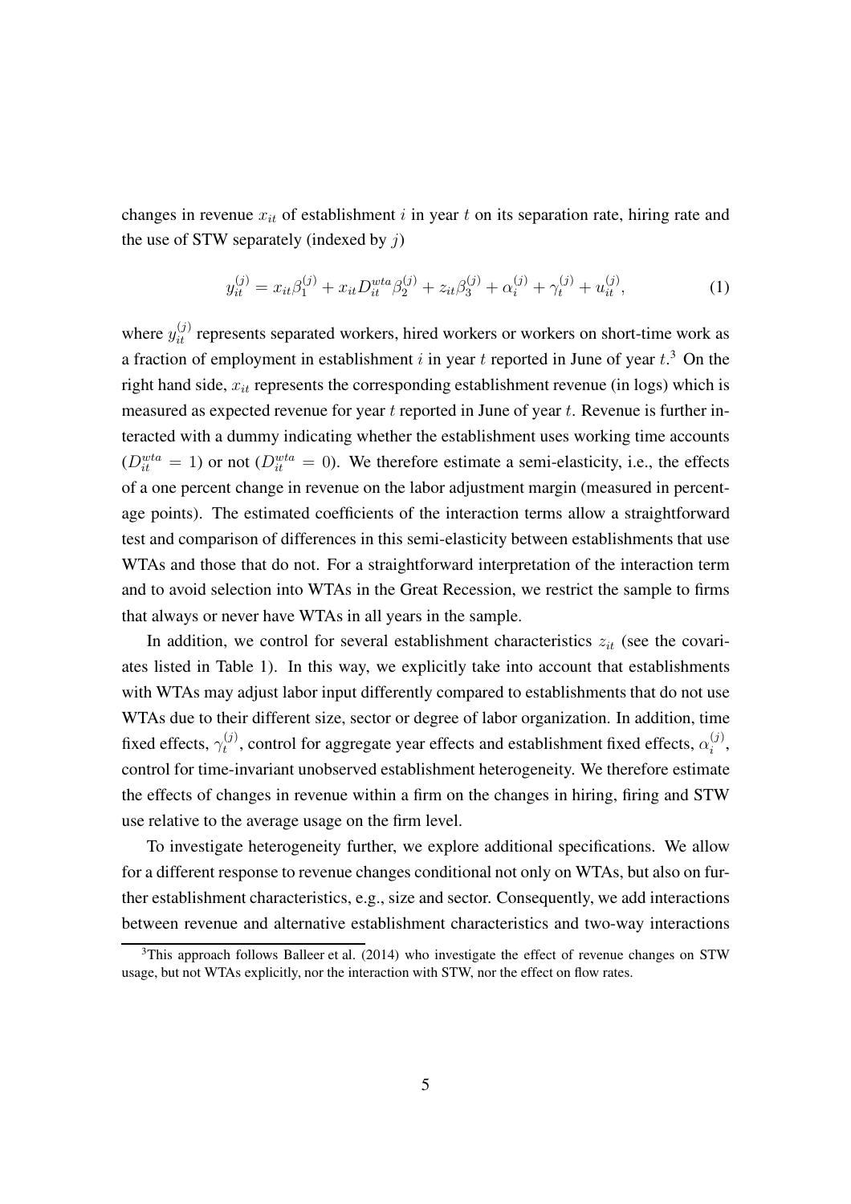changes in revenue $x_{it}$ of establishment $i$ in year $t$ on its separation rate, hiring rate and the use of STW separately (indexed by $j$)

$$y_{it}^{(j)} = x_{it}\beta_1^{(j)} + x_{it}D_{it}^{wta}\beta_2^{(j)} + z_{it}\beta_3^{(j)} + \alpha_i^{(j)} + \gamma_t^{(j)} + u_{it}^{(j)}, \tag{1}$$

where $y_{it}^{(j)}$ represents separated workers, hired workers or workers on short-time work as a fraction of employment in establishment $i$ in year $t$ reported in June of year $t$.[3] On the right hand side, $x_{it}$ represents the corresponding establishment revenue (in logs) which is measured as expected revenue for year $t$ reported in June of year $t$. Revenue is further interacted with a dummy indicating whether the establishment uses working time accounts ($D_{it}^{wta} = 1$) or not ($D_{it}^{wta} = 0$). We therefore estimate a semi-elasticity, i.e., the effects of a one percent change in revenue on the labor adjustment margin (measured in percentage points). The estimated coefficients of the interaction terms allow a straightforward test and comparison of differences in this semi-elasticity between establishments that use WTAs and those that do not. For a straightforward interpretation of the interaction term and to avoid selection into WTAs in the Great Recession, we restrict the sample to firms that always or never have WTAs in all years in the sample.

In addition, we control for several establishment characteristics $z_{it}$ (see the covariates listed in Table 1). In this way, we explicitly take into account that establishments with WTAs may adjust labor input differently compared to establishments that do not use WTAs due to their different size, sector or degree of labor organization. In addition, time fixed effects, $\gamma_t^{(j)}$, control for aggregate year effects and establishment fixed effects, $\alpha_i^{(j)}$, control for time-invariant unobserved establishment heterogeneity. We therefore estimate the effects of changes in revenue within a firm on the changes in hiring, firing and STW use relative to the average usage on the firm level.

To investigate heterogeneity further, we explore additional specifications. We allow for a different response to revenue changes conditional not only on WTAs, but also on further establishment characteristics, e.g., size and sector. Consequently, we add interactions between revenue and alternative establishment characteristics and two-way interactions

[3] This approach follows Balleer et al. (2014) who investigate the effect of revenue changes on STW usage, but not WTAs explicitly, nor the interaction with STW, nor the effect on flow rates.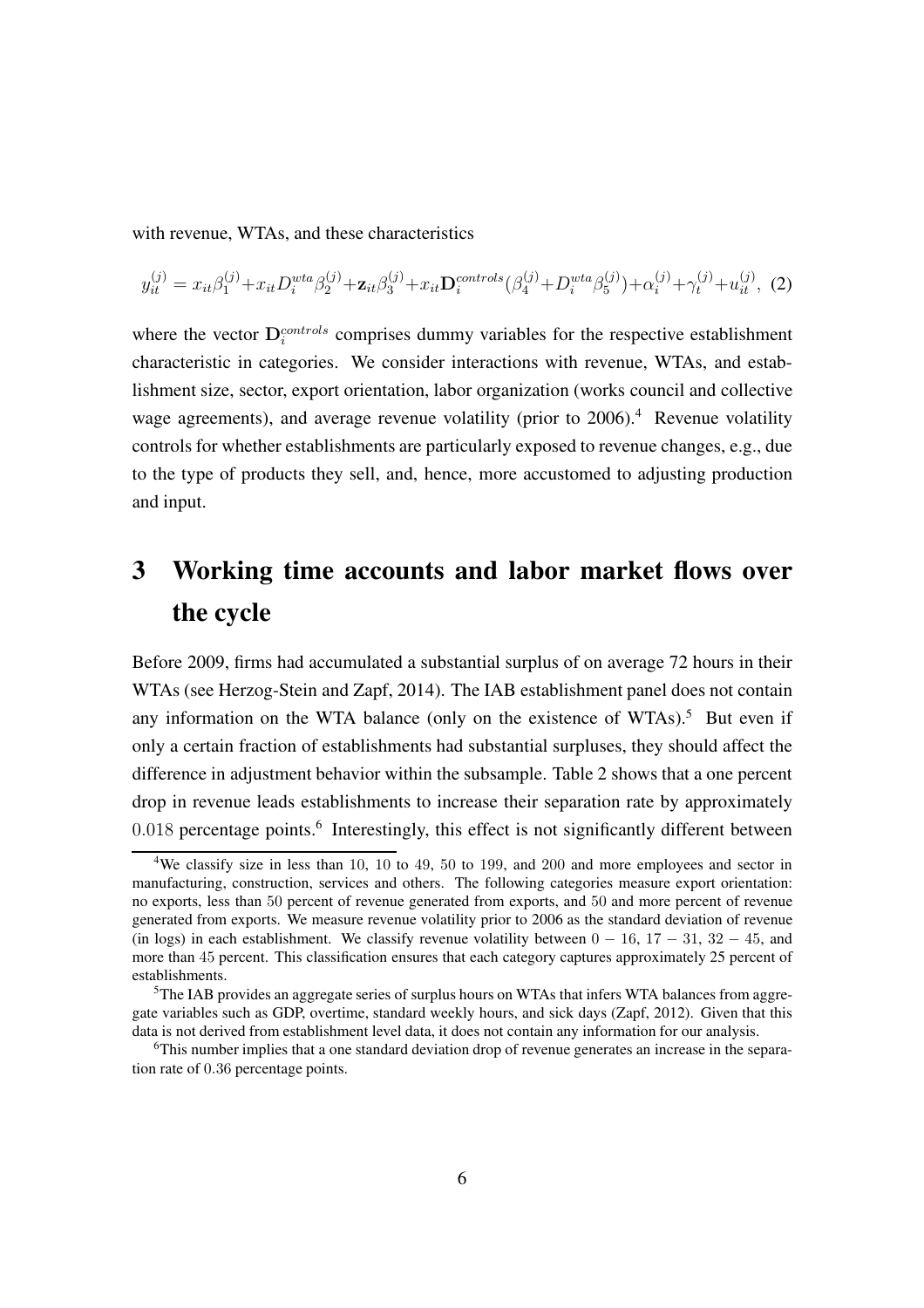with revenue, WTAs, and these characteristics

$$y_{it}^{(j)} = x_{it}\beta_1^{(j)} + x_{it}D_i^{wta}\beta_2^{(j)} + \mathbf{z}_{it}\beta_3^{(j)} + x_{it}\mathbf{D}_i^{controls}(\beta_4^{(j)} + D_i^{wta}\beta_5^{(j)}) + \alpha_i^{(j)} + \gamma_t^{(j)} + u_{it}^{(j)}, \quad (2)$$

where the vector $\mathbf{D}_i^{controls}$ comprises dummy variables for the respective establishment characteristic in categories. We consider interactions with revenue, WTAs, and establishment size, sector, export orientation, labor organization (works council and collective wage agreements), and average revenue volatility (prior to 2006).[4] Revenue volatility controls for whether establishments are particularly exposed to revenue changes, e.g., due to the type of products they sell, and, hence, more accustomed to adjusting production and input.

# 3 Working time accounts and labor market flows over the cycle

Before 2009, firms had accumulated a substantial surplus of on average 72 hours in their WTAs (see Herzog-Stein and Zapf, 2014). The IAB establishment panel does not contain any information on the WTA balance (only on the existence of WTAs).[5] But even if only a certain fraction of establishments had substantial surpluses, they should affect the difference in adjustment behavior within the subsample. Table 2 shows that a one percent drop in revenue leads establishments to increase their separation rate by approximately $0.018$ percentage points.[6] Interestingly, this effect is not significantly different between

[4] We classify size in less than $10$, $10$ to $49$, $50$ to $199$, and $200$ and more employees and sector in manufacturing, construction, services and others. The following categories measure export orientation: no exports, less than $50$ percent of revenue generated from exports, and $50$ and more percent of revenue generated from exports. We measure revenue volatility prior to 2006 as the standard deviation of revenue (in logs) in each establishment. We classify revenue volatility between $0-16$, $17-31$, $32-45$, and more than $45$ percent. This classification ensures that each category captures approximately 25 percent of establishments.

[5] The IAB provides an aggregate series of surplus hours on WTAs that infers WTA balances from aggregate variables such as GDP, overtime, standard weekly hours, and sick days (Zapf, 2012). Given that this data is not derived from establishment level data, it does not contain any information for our analysis.

[6] This number implies that a one standard deviation drop of revenue generates an increase in the separation rate of $0.36$ percentage points.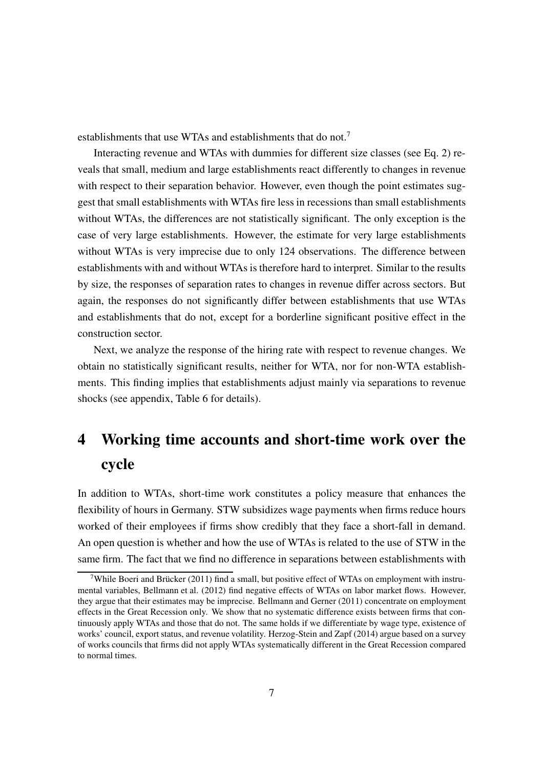establishments that use WTAs and establishments that do not.[7]

Interacting revenue and WTAs with dummies for different size classes (see Eq. 2) reveals that small, medium and large establishments react differently to changes in revenue with respect to their separation behavior. However, even though the point estimates suggest that small establishments with WTAs fire less in recessions than small establishments without WTAs, the differences are not statistically significant. The only exception is the case of very large establishments. However, the estimate for very large establishments without WTAs is very imprecise due to only 124 observations. The difference between establishments with and without WTAs is therefore hard to interpret. Similar to the results by size, the responses of separation rates to changes in revenue differ across sectors. But again, the responses do not significantly differ between establishments that use WTAs and establishments that do not, except for a borderline significant positive effect in the construction sector.

Next, we analyze the response of the hiring rate with respect to revenue changes. We obtain no statistically significant results, neither for WTA, nor for non-WTA establishments. This finding implies that establishments adjust mainly via separations to revenue shocks (see appendix, Table 6 for details).

# 4 Working time accounts and short-time work over the cycle

In addition to WTAs, short-time work constitutes a policy measure that enhances the flexibility of hours in Germany. STW subsidizes wage payments when firms reduce hours worked of their employees if firms show credibly that they face a short-fall in demand. An open question is whether and how the use of WTAs is related to the use of STW in the same firm. The fact that we find no difference in separations between establishments with

[7] While Boeri and Brücker (2011) find a small, but positive effect of WTAs on employment with instrumental variables, Bellmann et al. (2012) find negative effects of WTAs on labor market flows. However, they argue that their estimates may be imprecise. Bellmann and Gerner (2011) concentrate on employment effects in the Great Recession only. We show that no systematic difference exists between firms that continuously apply WTAs and those that do not. The same holds if we differentiate by wage type, existence of works' council, export status, and revenue volatility. Herzog-Stein and Zapf (2014) argue based on a survey of works councils that firms did not apply WTAs systematically different in the Great Recession compared to normal times.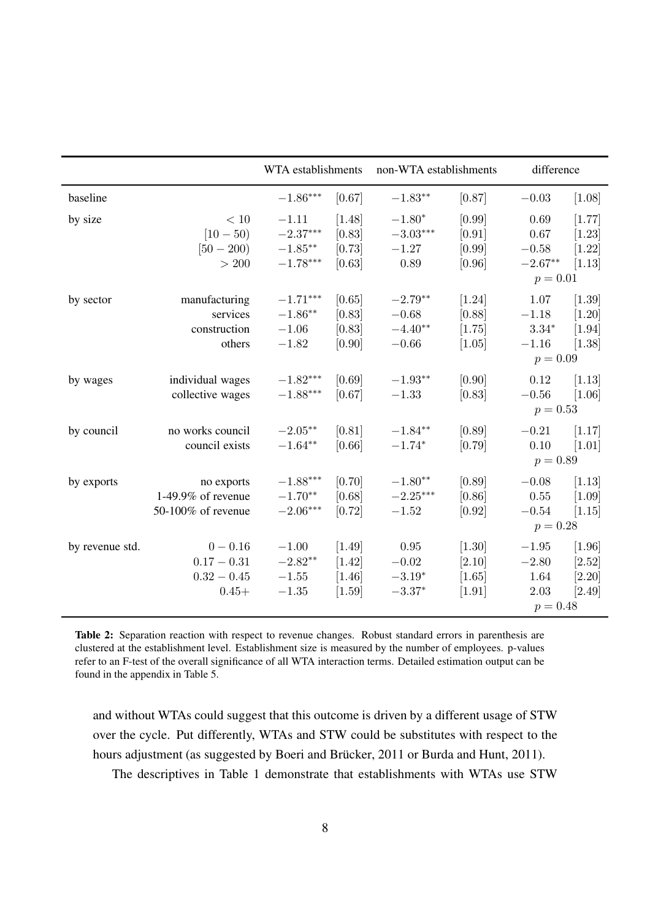| | | WTA establishments | | non-WTA establishments | | difference | |
|---|---|---|---|---|---|---|---|
| baseline | | $-1.86^{***}$ | [0.67] | $-1.83^{**}$ | [0.87] | $-0.03$ | [1.08] |
| by size | $< 10$ | $-1.11$ | [1.48] | $-1.80^{*}$ | [0.99] | $0.69$ | [1.77] |
| | $[10-50)$ | $-2.37^{***}$ | [0.83] | $-3.03^{***}$ | [0.91] | $0.67$ | [1.23] |
| | $[50-200)$ | $-1.85^{**}$ | [0.73] | $-1.27$ | [0.99] | $-0.58$ | [1.22] |
| | $> 200$ | $-1.78^{***}$ | [0.63] | $0.89$ | [0.96] | $-2.67^{**}$ | [1.13] |
| | | | | | | $p = 0.01$ | |
| by sector | manufacturing | $-1.71^{***}$ | [0.65] | $-2.79^{**}$ | [1.24] | $1.07$ | [1.39] |
| | services | $-1.86^{**}$ | [0.83] | $-0.68$ | [0.88] | $-1.18$ | [1.20] |
| | construction | $-1.06$ | [0.83] | $-4.40^{**}$ | [1.75] | $3.34^{*}$ | [1.94] |
| | others | $-1.82$ | [0.90] | $-0.66$ | [1.05] | $-1.16$ | [1.38] |
| | | | | | | $p = 0.09$ | |
| by wages | individual wages | $-1.82^{***}$ | [0.69] | $-1.93^{**}$ | [0.90] | $0.12$ | [1.13] |
| | collective wages | $-1.88^{***}$ | [0.67] | $-1.33$ | [0.83] | $-0.56$ | [1.06] |
| | | | | | | $p = 0.53$ | |
| by council | no works council | $-2.05^{**}$ | [0.81] | $-1.84^{**}$ | [0.89] | $-0.21$ | [1.17] |
| | council exists | $-1.64^{**}$ | [0.66] | $-1.74^{*}$ | [0.79] | $0.10$ | [1.01] |
| | | | | | | $p = 0.89$ | |
| by exports | no exports | $-1.88^{***}$ | [0.70] | $-1.80^{**}$ | [0.89] | $-0.08$ | [1.13] |
| | 1-49.9% of revenue | $-1.70^{**}$ | [0.68] | $-2.25^{***}$ | [0.86] | $0.55$ | [1.09] |
| | 50-100% of revenue | $-2.06^{***}$ | [0.72] | $-1.52$ | [0.92] | $-0.54$ | [1.15] |
| | | | | | | $p = 0.28$ | |
| by revenue std. | $0-0.16$ | $-1.00$ | [1.49] | $0.95$ | [1.30] | $-1.95$ | [1.96] |
| | $0.17-0.31$ | $-2.82^{**}$ | [1.42] | $-0.02$ | [2.10] | $-2.80$ | [2.52] |
| | $0.32-0.45$ | $-1.55$ | [1.46] | $-3.19^{*}$ | [1.65] | $1.64$ | [2.20] |
| | $0.45+$ | $-1.35$ | [1.59] | $-3.37^{*}$ | [1.91] | $2.03$ | [2.49] |
| | | | | | | $p = 0.48$ | |

**Table 2:** Separation reaction with respect to revenue changes. Robust standard errors in parenthesis are clustered at the establishment level. Establishment size is measured by the number of employees. p-values refer to an F-test of the overall significance of all WTA interaction terms. Detailed estimation output can be found in the appendix in Table 5.

and without WTAs could suggest that this outcome is driven by a different usage of STW over the cycle. Put differently, WTAs and STW could be substitutes with respect to the hours adjustment (as suggested by Boeri and Brücker, 2011 or Burda and Hunt, 2011).

The descriptives in Table 1 demonstrate that establishments with WTAs use STW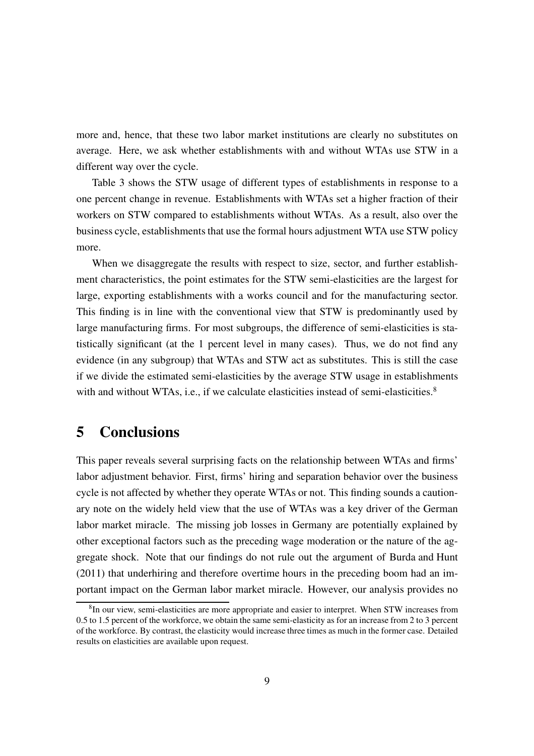more and, hence, that these two labor market institutions are clearly no substitutes on average. Here, we ask whether establishments with and without WTAs use STW in a different way over the cycle.

Table 3 shows the STW usage of different types of establishments in response to a one percent change in revenue. Establishments with WTAs set a higher fraction of their workers on STW compared to establishments without WTAs. As a result, also over the business cycle, establishments that use the formal hours adjustment WTA use STW policy more.

When we disaggregate the results with respect to size, sector, and further establishment characteristics, the point estimates for the STW semi-elasticities are the largest for large, exporting establishments with a works council and for the manufacturing sector. This finding is in line with the conventional view that STW is predominantly used by large manufacturing firms. For most subgroups, the difference of semi-elasticities is statistically significant (at the 1 percent level in many cases). Thus, we do not find any evidence (in any subgroup) that WTAs and STW act as substitutes. This is still the case if we divide the estimated semi-elasticities by the average STW usage in establishments with and without WTAs, i.e., if we calculate elasticities instead of semi-elasticities.[8]

# 5 Conclusions

This paper reveals several surprising facts on the relationship between WTAs and firms' labor adjustment behavior. First, firms' hiring and separation behavior over the business cycle is not affected by whether they operate WTAs or not. This finding sounds a cautionary note on the widely held view that the use of WTAs was a key driver of the German labor market miracle. The missing job losses in Germany are potentially explained by other exceptional factors such as the preceding wage moderation or the nature of the aggregate shock. Note that our findings do not rule out the argument of Burda and Hunt (2011) that underhiring and therefore overtime hours in the preceding boom had an important impact on the German labor market miracle. However, our analysis provides no

[8] In our view, semi-elasticities are more appropriate and easier to interpret. When STW increases from 0.5 to 1.5 percent of the workforce, we obtain the same semi-elasticity as for an increase from 2 to 3 percent of the workforce. By contrast, the elasticity would increase three times as much in the former case. Detailed results on elasticities are available upon request.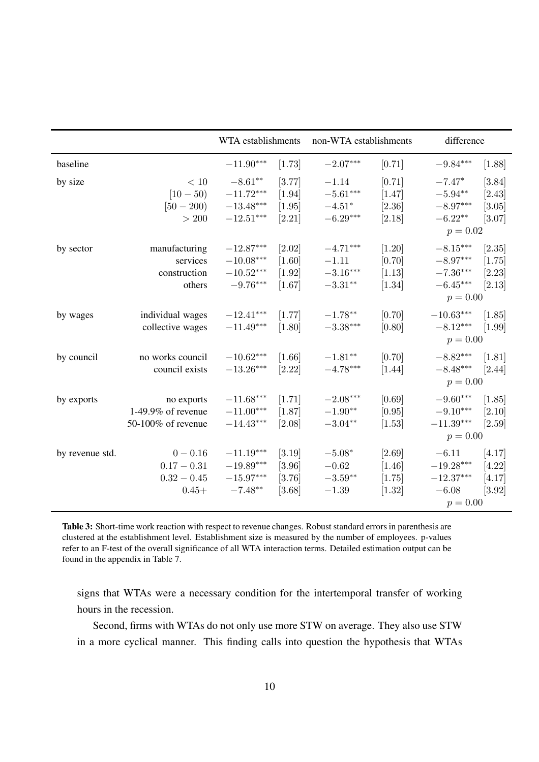| | | WTA establishments | | non-WTA establishments | | difference | |
|---|---|---|---|---|---|---|---|
| baseline | | $-11.90^{***}$ | [1.73] | $-2.07^{***}$ | [0.71] | $-9.84^{***}$ | [1.88] |
| by size | $< 10$ | $-8.61^{**}$ | [3.77] | $-1.14$ | [0.71] | $-7.47^{*}$ | [3.84] |
| | $[10-50)$ | $-11.72^{***}$ | [1.94] | $-5.61^{***}$ | [1.47] | $-5.94^{**}$ | [2.43] |
| | $[50-200)$ | $-13.48^{***}$ | [1.95] | $-4.51^{*}$ | [2.36] | $-8.97^{***}$ | [3.05] |
| | $> 200$ | $-12.51^{***}$ | [2.21] | $-6.29^{***}$ | [2.18] | $-6.22^{**}$ | [3.07] |
| | | | | | | $p = 0.02$ | |
| by sector | manufacturing | $-12.87^{***}$ | [2.02] | $-4.71^{***}$ | [1.20] | $-8.15^{***}$ | [2.35] |
| | services | $-10.08^{***}$ | [1.60] | $-1.11$ | [0.70] | $-8.97^{***}$ | [1.75] |
| | construction | $-10.52^{***}$ | [1.92] | $-3.16^{***}$ | [1.13] | $-7.36^{***}$ | [2.23] |
| | others | $-9.76^{***}$ | [1.67] | $-3.31^{**}$ | [1.34] | $-6.45^{***}$ | [2.13] |
| | | | | | | $p = 0.00$ | |
| by wages | individual wages | $-12.41^{***}$ | [1.77] | $-1.78^{**}$ | [0.70] | $-10.63^{***}$ | [1.85] |
| | collective wages | $-11.49^{***}$ | [1.80] | $-3.38^{***}$ | [0.80] | $-8.12^{***}$ | [1.99] |
| | | | | | | $p = 0.00$ | |
| by council | no works council | $-10.62^{***}$ | [1.66] | $-1.81^{**}$ | [0.70] | $-8.82^{***}$ | [1.81] |
| | council exists | $-13.26^{***}$ | [2.22] | $-4.78^{***}$ | [1.44] | $-8.48^{***}$ | [2.44] |
| | | | | | | $p = 0.00$ | |
| by exports | no exports | $-11.68^{***}$ | [1.71] | $-2.08^{***}$ | [0.69] | $-9.60^{***}$ | [1.85] |
| | 1-49.9% of revenue | $-11.00^{***}$ | [1.87] | $-1.90^{**}$ | [0.95] | $-9.10^{***}$ | [2.10] |
| | 50-100% of revenue | $-14.43^{***}$ | [2.08] | $-3.04^{**}$ | [1.53] | $-11.39^{***}$ | [2.59] |
| | | | | | | $p = 0.00$ | |
| by revenue std. | $0-0.16$ | $-11.19^{***}$ | [3.19] | $-5.08^{*}$ | [2.69] | $-6.11$ | [4.17] |
| | $0.17-0.31$ | $-19.89^{***}$ | [3.96] | $-0.62$ | [1.46] | $-19.28^{***}$ | [4.22] |
| | $0.32-0.45$ | $-15.97^{***}$ | [3.76] | $-3.59^{**}$ | [1.75] | $-12.37^{***}$ | [4.17] |
| | $0.45+$ | $-7.48^{**}$ | [3.68] | $-1.39$ | [1.32] | $-6.08$ | [3.92] |
| | | | | | | $p = 0.00$ | |

**Table 3:** Short-time work reaction with respect to revenue changes. Robust standard errors in parenthesis are clustered at the establishment level. Establishment size is measured by the number of employees. p-values refer to an F-test of the overall significance of all WTA interaction terms. Detailed estimation output can be found in the appendix in Table 7.

signs that WTAs were a necessary condition for the intertemporal transfer of working hours in the recession.

Second, firms with WTAs do not only use more STW on average. They also use STW in a more cyclical manner. This finding calls into question the hypothesis that WTAs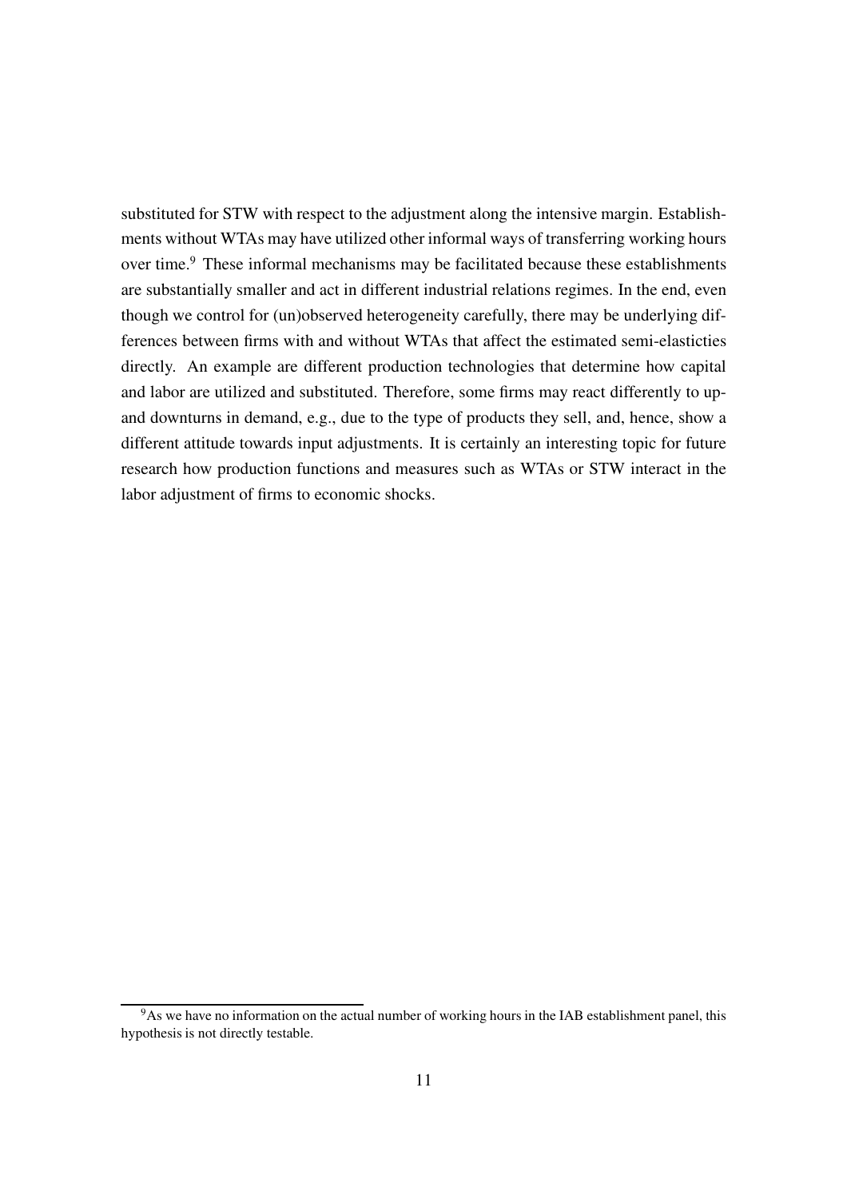substituted for STW with respect to the adjustment along the intensive margin. Establishments without WTAs may have utilized other informal ways of transferring working hours over time.[9] These informal mechanisms may be facilitated because these establishments are substantially smaller and act in different industrial relations regimes. In the end, even though we control for (un)observed heterogeneity carefully, there may be underlying differences between firms with and without WTAs that affect the estimated semi-elasticties directly. An example are different production technologies that determine how capital and labor are utilized and substituted. Therefore, some firms may react differently to up- and downturns in demand, e.g., due to the type of products they sell, and, hence, show a different attitude towards input adjustments. It is certainly an interesting topic for future research how production functions and measures such as WTAs or STW interact in the labor adjustment of firms to economic shocks.

[9] As we have no information on the actual number of working hours in the IAB establishment panel, this hypothesis is not directly testable.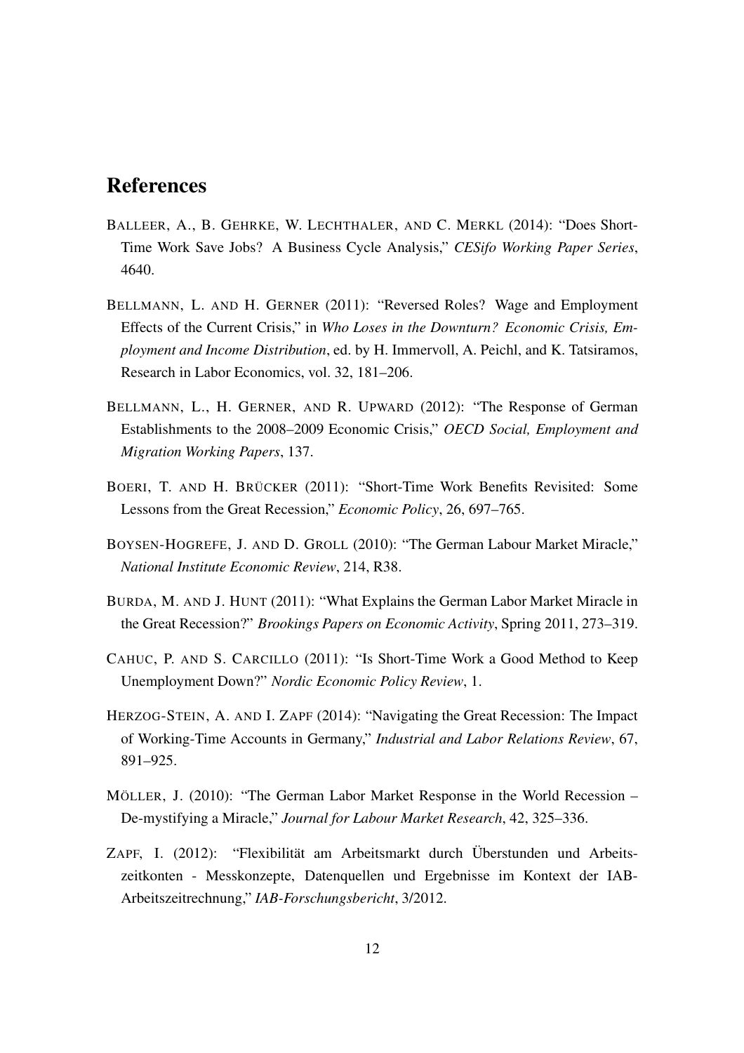# References

BALLEER, A., B. GEHRKE, W. LECHTHALER, AND C. MERKL (2014): "Does Short-Time Work Save Jobs? A Business Cycle Analysis," *CESifo Working Paper Series*, 4640.

BELLMANN, L. AND H. GERNER (2011): "Reversed Roles? Wage and Employment Effects of the Current Crisis," in *Who Loses in the Downturn? Economic Crisis, Employment and Income Distribution*, ed. by H. Immervoll, A. Peichl, and K. Tatsiramos, Research in Labor Economics, vol. 32, 181–206.

BELLMANN, L., H. GERNER, AND R. UPWARD (2012): "The Response of German Establishments to the 2008–2009 Economic Crisis," *OECD Social, Employment and Migration Working Papers*, 137.

BOERI, T. AND H. BRÜCKER (2011): "Short-Time Work Benefits Revisited: Some Lessons from the Great Recession," *Economic Policy*, 26, 697–765.

BOYSEN-HOGREFE, J. AND D. GROLL (2010): "The German Labour Market Miracle," *National Institute Economic Review*, 214, R38.

BURDA, M. AND J. HUNT (2011): "What Explains the German Labor Market Miracle in the Great Recession?" *Brookings Papers on Economic Activity*, Spring 2011, 273–319.

CAHUC, P. AND S. CARCILLO (2011): "Is Short-Time Work a Good Method to Keep Unemployment Down?" *Nordic Economic Policy Review*, 1.

HERZOG-STEIN, A. AND I. ZAPF (2014): "Navigating the Great Recession: The Impact of Working-Time Accounts in Germany," *Industrial and Labor Relations Review*, 67, 891–925.

MÖLLER, J. (2010): "The German Labor Market Response in the World Recession – De-mystifying a Miracle," *Journal for Labour Market Research*, 42, 325–336.

ZAPF, I. (2012): "Flexibilität am Arbeitsmarkt durch Überstunden und Arbeitszeitkonten - Messkonzepte, Datenquellen und Ergebnisse im Kontext der IAB-Arbeitszeitrechnung," *IAB-Forschungsbericht*, 3/2012.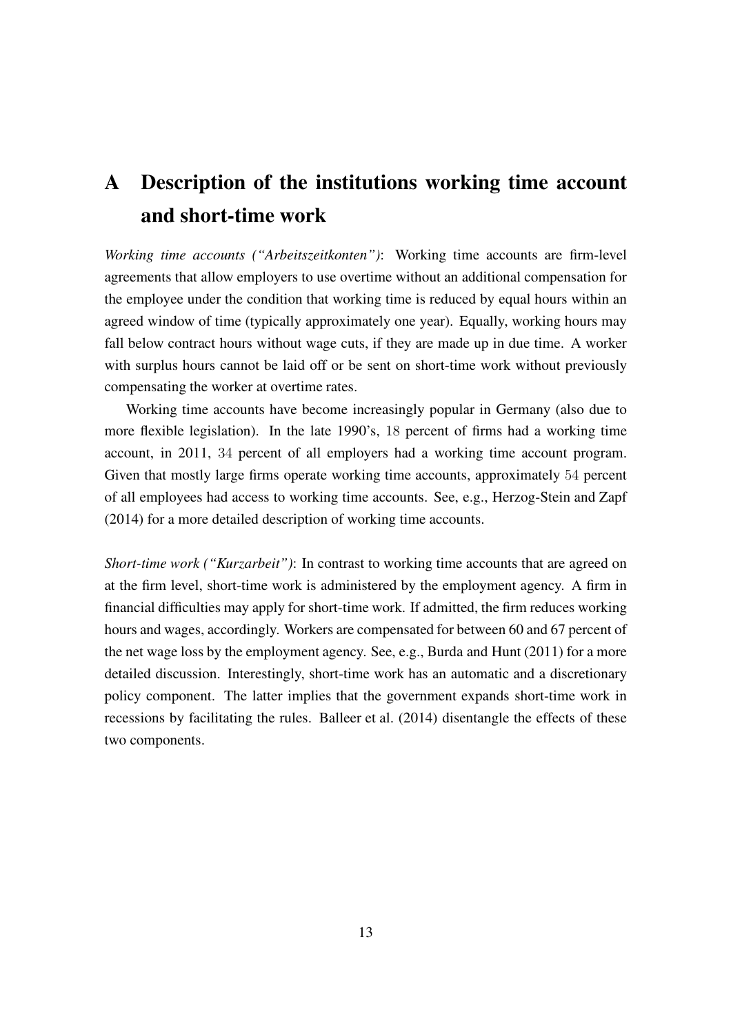# A Description of the institutions working time account and short-time work

*Working time accounts ("Arbeitszeitkonten")*: Working time accounts are firm-level agreements that allow employers to use overtime without an additional compensation for the employee under the condition that working time is reduced by equal hours within an agreed window of time (typically approximately one year). Equally, working hours may fall below contract hours without wage cuts, if they are made up in due time. A worker with surplus hours cannot be laid off or be sent on short-time work without previously compensating the worker at overtime rates.

Working time accounts have become increasingly popular in Germany (also due to more flexible legislation). In the late 1990's, 18 percent of firms had a working time account, in 2011, 34 percent of all employers had a working time account program. Given that mostly large firms operate working time accounts, approximately 54 percent of all employees had access to working time accounts. See, e.g., Herzog-Stein and Zapf (2014) for a more detailed description of working time accounts.

*Short-time work ("Kurzarbeit")*: In contrast to working time accounts that are agreed on at the firm level, short-time work is administered by the employment agency. A firm in financial difficulties may apply for short-time work. If admitted, the firm reduces working hours and wages, accordingly. Workers are compensated for between 60 and 67 percent of the net wage loss by the employment agency. See, e.g., Burda and Hunt (2011) for a more detailed discussion. Interestingly, short-time work has an automatic and a discretionary policy component. The latter implies that the government expands short-time work in recessions by facilitating the rules. Balleer et al. (2014) disentangle the effects of these two components.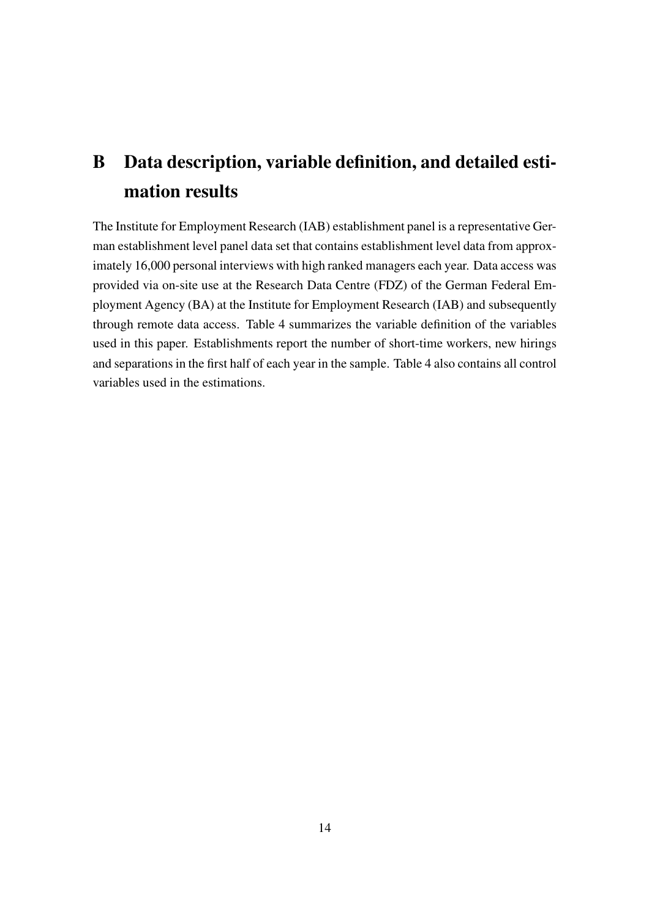# B Data description, variable definition, and detailed estimation results

The Institute for Employment Research (IAB) establishment panel is a representative German establishment level panel data set that contains establishment level data from approximately 16,000 personal interviews with high ranked managers each year. Data access was provided via on-site use at the Research Data Centre (FDZ) of the German Federal Employment Agency (BA) at the Institute for Employment Research (IAB) and subsequently through remote data access. Table 4 summarizes the variable definition of the variables used in this paper. Establishments report the number of short-time workers, new hirings and separations in the first half of each year in the sample. Table 4 also contains all control variables used in the estimations.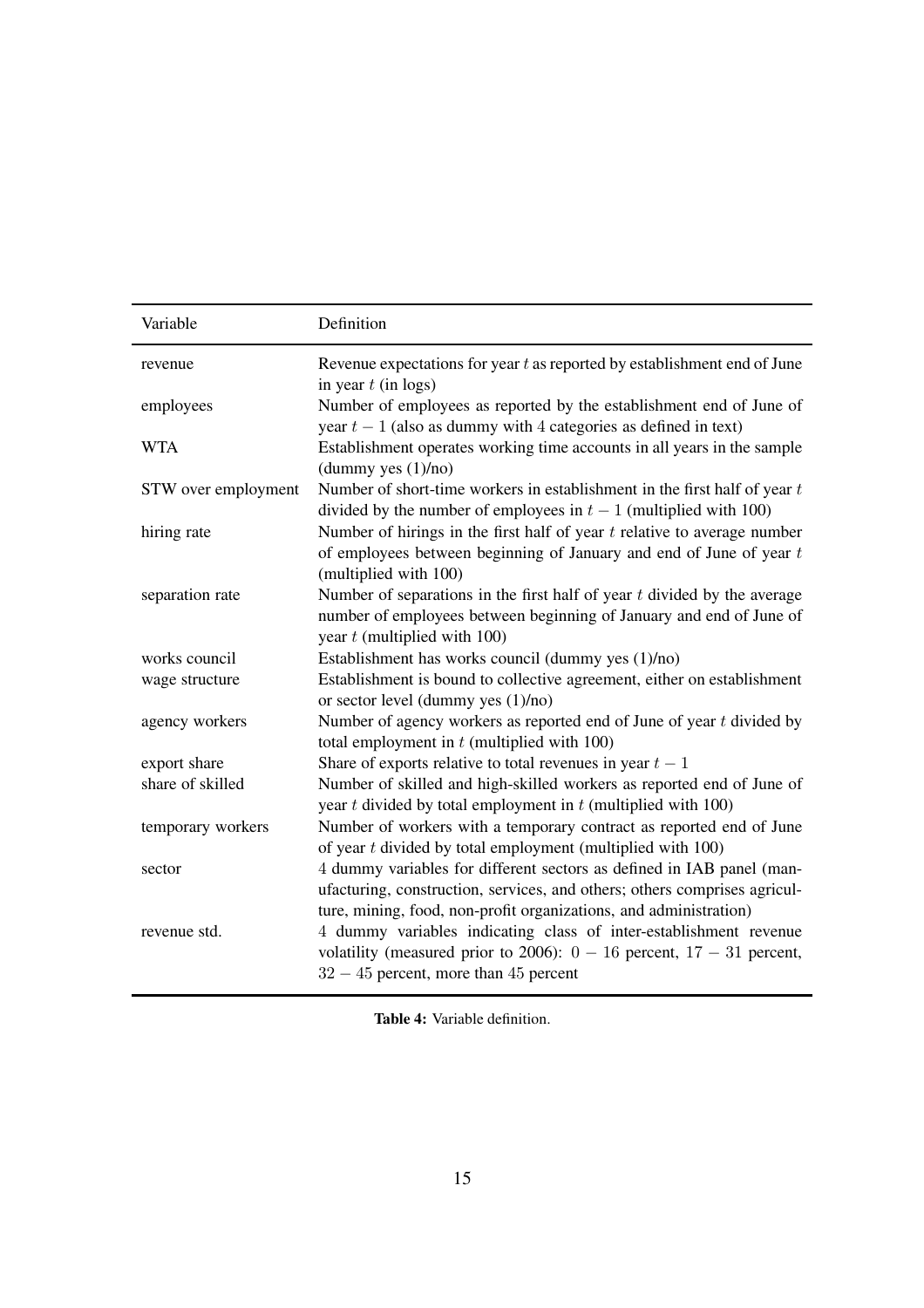| Variable | Definition |
|---|---|
| revenue | Revenue expectations for year $t$ as reported by establishment end of June in year $t$ (in logs) |
| employees | Number of employees as reported by the establishment end of June of year $t-1$ (also as dummy with 4 categories as defined in text) |
| WTA | Establishment operates working time accounts in all years in the sample (dummy yes (1)/no) |
| STW over employment | Number of short-time workers in establishment in the first half of year $t$ divided by the number of employees in $t-1$ (multiplied with 100) |
| hiring rate | Number of hirings in the first half of year $t$ relative to average number of employees between beginning of January and end of June of year $t$ (multiplied with 100) |
| separation rate | Number of separations in the first half of year $t$ divided by the average number of employees between beginning of January and end of June of year $t$ (multiplied with 100) |
| works council | Establishment has works council (dummy yes (1)/no) |
| wage structure | Establishment is bound to collective agreement, either on establishment or sector level (dummy yes (1)/no) |
| agency workers | Number of agency workers as reported end of June of year $t$ divided by total employment in $t$ (multiplied with 100) |
| export share | Share of exports relative to total revenues in year $t-1$ |
| share of skilled | Number of skilled and high-skilled workers as reported end of June of year $t$ divided by total employment in $t$ (multiplied with 100) |
| temporary workers | Number of workers with a temporary contract as reported end of June of year $t$ divided by total employment (multiplied with 100) |
| sector | 4 dummy variables for different sectors as defined in IAB panel (manufacturing, construction, services, and others; others comprises agriculture, mining, food, non-profit organizations, and administration) |
| revenue std. | 4 dummy variables indicating class of inter-establishment revenue volatility (measured prior to 2006): $0-16$ percent, $17-31$ percent, $32-45$ percent, more than 45 percent |

**Table 4:** Variable definition.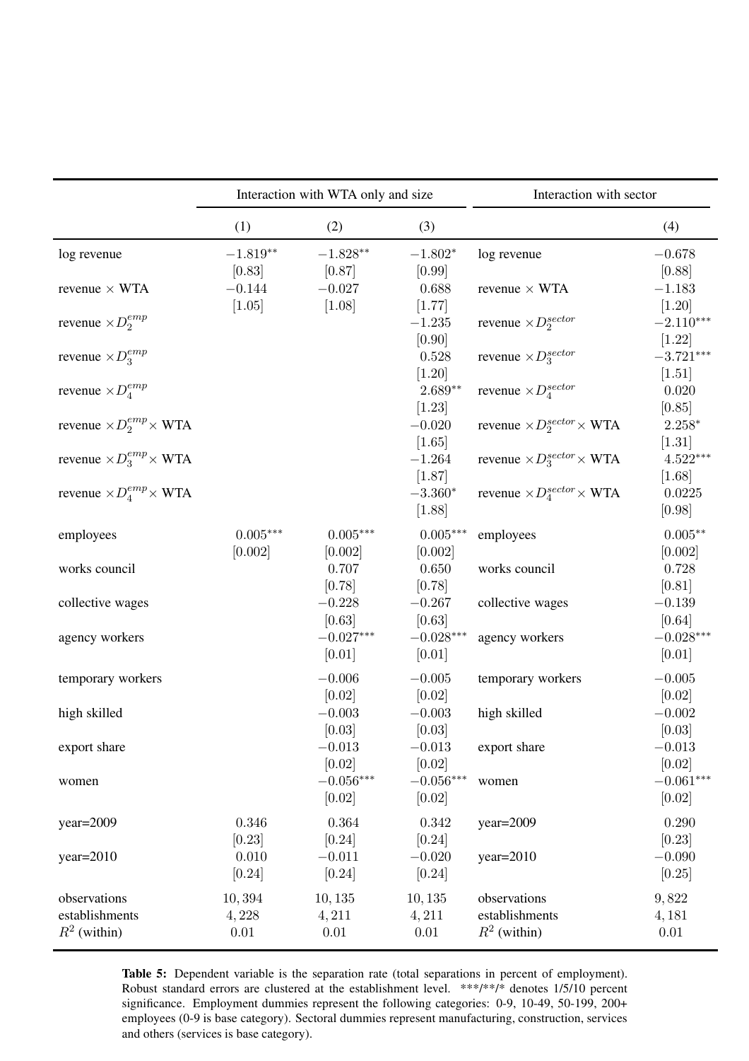|  | Interaction with WTA only and size |  |  | Interaction with sector |  |
|---|---|---|---|---|---|
|  | (1) | (2) | (3) |  | (4) |
| log revenue | $-1.819^{**}$ | $-1.828^{**}$ | $-1.802^{*}$ | log revenue | $-0.678$ |
|  | [0.83] | [0.87] | [0.99] |  | [0.88] |
| revenue × WTA | $-0.144$ | $-0.027$ | 0.688 | revenue × WTA | $-1.183$ |
|  | [1.05] | [1.08] | [1.77] |  | [1.20] |
| revenue $\times D_2^{emp}$ |  |  | $-1.235$ | revenue $\times D_2^{sector}$ | $-2.110^{***}$ |
|  |  |  | [0.90] |  | [1.22] |
| revenue $\times D_3^{emp}$ |  |  | 0.528 | revenue $\times D_3^{sector}$ | $-3.721^{***}$ |
|  |  |  | [1.20] |  | [1.51] |
| revenue $\times D_4^{emp}$ |  |  | $2.689^{**}$ | revenue $\times D_4^{sector}$ | 0.020 |
|  |  |  | [1.23] |  | [0.85] |
| revenue $\times D_2^{emp} \times$ WTA |  |  | $-0.020$ | revenue $\times D_2^{sector} \times$ WTA | $2.258^{*}$ |
|  |  |  | [1.65] |  | [1.31] |
| revenue $\times D_3^{emp} \times$ WTA |  |  | $-1.264$ | revenue $\times D_3^{sector} \times$ WTA | $4.522^{***}$ |
|  |  |  | [1.87] |  | [1.68] |
| revenue $\times D_4^{emp} \times$ WTA |  |  | $-3.360^{*}$ | revenue $\times D_4^{sector} \times$ WTA | 0.0225 |
|  |  |  | [1.88] |  | [0.98] |
| employees | $0.005^{***}$ | $0.005^{***}$ | $0.005^{***}$ | employees | $0.005^{**}$ |
|  | [0.002] | [0.002] | [0.002] |  | [0.002] |
| works council |  | 0.707 | 0.650 | works council | 0.728 |
|  |  | [0.78] | [0.78] |  | [0.81] |
| collective wages |  | $-0.228$ | $-0.267$ | collective wages | $-0.139$ |
|  |  | [0.63] | [0.63] |  | [0.64] |
| agency workers |  | $-0.027^{***}$ | $-0.028^{***}$ | agency workers | $-0.028^{***}$ |
|  |  | [0.01] | [0.01] |  | [0.01] |
| temporary workers |  | $-0.006$ | $-0.005$ | temporary workers | $-0.005$ |
|  |  | [0.02] | [0.02] |  | [0.02] |
| high skilled |  | $-0.003$ | $-0.003$ | high skilled | $-0.002$ |
|  |  | [0.03] | [0.03] |  | [0.03] |
| export share |  | $-0.013$ | $-0.013$ | export share | $-0.013$ |
|  |  | [0.02] | [0.02] |  | [0.02] |
| women |  | $-0.056^{***}$ | $-0.056^{***}$ | women | $-0.061^{***}$ |
|  |  | [0.02] | [0.02] |  | [0.02] |
| year=2009 | 0.346 | 0.364 | 0.342 | year=2009 | 0.290 |
|  | [0.23] | [0.24] | [0.24] |  | [0.23] |
| year=2010 | 0.010 | $-0.011$ | $-0.020$ | year=2010 | $-0.090$ |
|  | [0.24] | [0.24] | [0.24] |  | [0.25] |
| observations | 10,394 | 10,135 | 10,135 | observations | 9,822 |
| establishments | 4,228 | 4,211 | 4,211 | establishments | 4,181 |
| $R^2$ (within) | 0.01 | 0.01 | 0.01 | $R^2$ (within) | 0.01 |

**Table 5:** Dependent variable is the separation rate (total separations in percent of employment). Robust standard errors are clustered at the establishment level. ***/**/* denotes 1/5/10 percent significance. Employment dummies represent the following categories: 0-9, 10-49, 50-199, 200+ employees (0-9 is base category). Sectoral dummies represent manufacturing, construction, services and others (services is base category).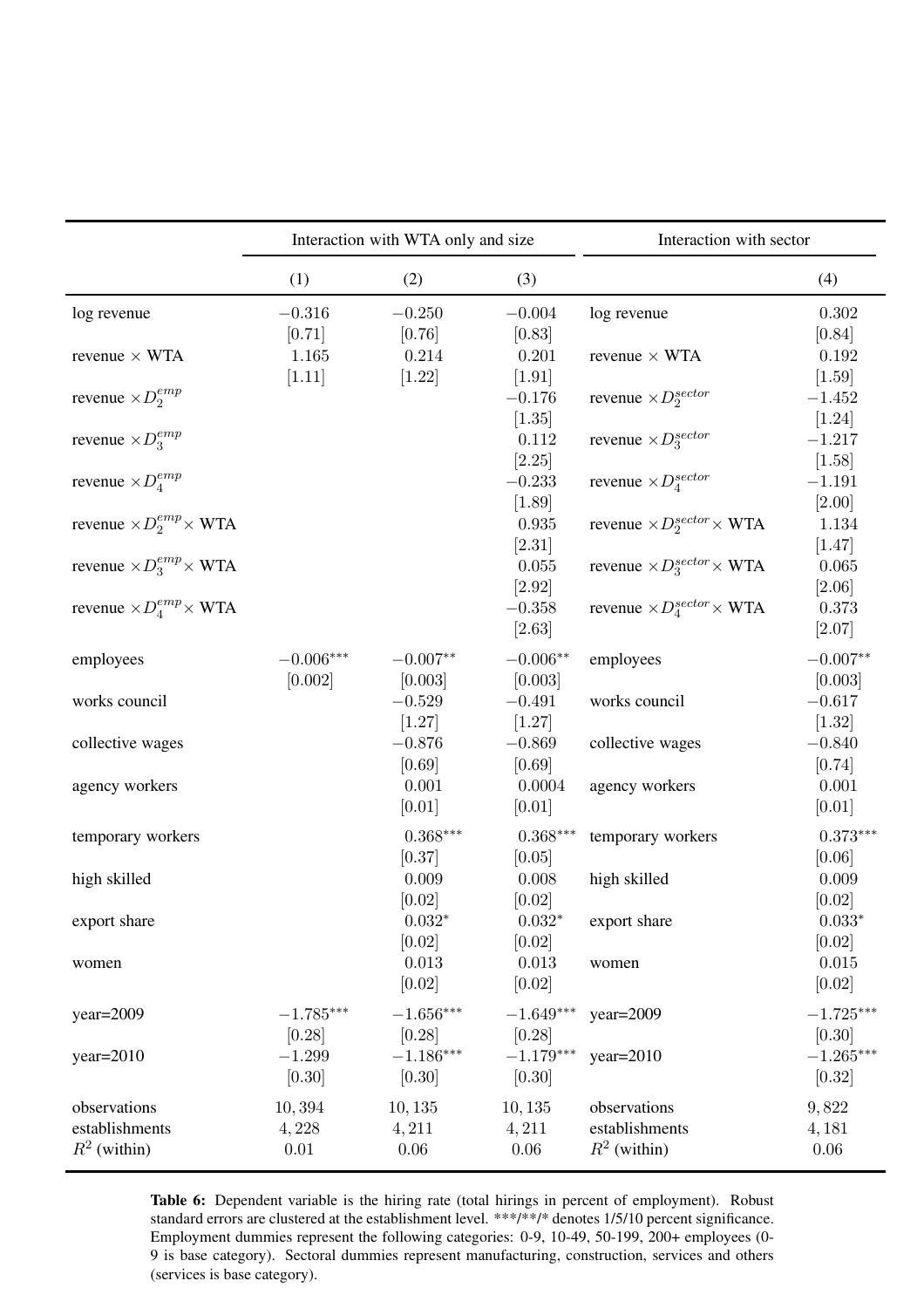| | Interaction with WTA only and size | | | | Interaction with sector |
|---|---|---|---|---|---|
| | (1) | (2) | (3) | | (4) |
| log revenue | $-0.316$ | $-0.250$ | $-0.004$ | log revenue | $0.302$ |
| | [0.71] | [0.76] | [0.83] | | [0.84] |
| revenue × WTA | $1.165$ | $0.214$ | $0.201$ | revenue × WTA | $0.192$ |
| | [1.11] | [1.22] | [1.91] | | [1.59] |
| revenue $\times D_2^{emp}$ | | | $-0.176$ | revenue $\times D_2^{sector}$ | $-1.452$ |
| | | | [1.35] | | [1.24] |
| revenue $\times D_3^{emp}$ | | | $0.112$ | revenue $\times D_3^{sector}$ | $-1.217$ |
| | | | [2.25] | | [1.58] |
| revenue $\times D_4^{emp}$ | | | $-0.233$ | revenue $\times D_4^{sector}$ | $-1.191$ |
| | | | [1.89] | | [2.00] |
| revenue $\times D_2^{emp}\times$ WTA | | | $0.935$ | revenue $\times D_2^{sector}\times$ WTA | $1.134$ |
| | | | [2.31] | | [1.47] |
| revenue $\times D_3^{emp}\times$ WTA | | | $0.055$ | revenue $\times D_3^{sector}\times$ WTA | $0.065$ |
| | | | [2.92] | | [2.06] |
| revenue $\times D_4^{emp}\times$ WTA | | | $-0.358$ | revenue $\times D_4^{sector}\times$ WTA | $0.373$ |
| | | | [2.63] | | [2.07] |
| employees | $-0.006^{***}$ | $-0.007^{**}$ | $-0.006^{**}$ | employees | $-0.007^{**}$ |
| | [0.002] | [0.003] | [0.003] | | [0.003] |
| works council | | $-0.529$ | $-0.491$ | works council | $-0.617$ |
| | | [1.27] | [1.27] | | [1.32] |
| collective wages | | $-0.876$ | $-0.869$ | collective wages | $-0.840$ |
| | | [0.69] | [0.69] | | [0.74] |
| agency workers | | $0.001$ | $0.0004$ | agency workers | $0.001$ |
| | | [0.01] | [0.01] | | [0.01] |
| temporary workers | | $0.368^{***}$ | $0.368^{***}$ | temporary workers | $0.373^{***}$ |
| | | [0.37] | [0.05] | | [0.06] |
| high skilled | | $0.009$ | $0.008$ | high skilled | $0.009$ |
| | | [0.02] | [0.02] | | [0.02] |
| export share | | $0.032^{*}$ | $0.032^{*}$ | export share | $0.033^{*}$ |
| | | [0.02] | [0.02] | | [0.02] |
| women | | $0.013$ | $0.013$ | women | $0.015$ |
| | | [0.02] | [0.02] | | [0.02] |
| year=2009 | $-1.785^{***}$ | $-1.656^{***}$ | $-1.649^{***}$ | year=2009 | $-1.725^{***}$ |
| | [0.28] | [0.28] | [0.28] | | [0.30] |
| year=2010 | $-1.299$ | $-1.186^{***}$ | $-1.179^{***}$ | year=2010 | $-1.265^{***}$ |
| | [0.30] | [0.30] | [0.30] | | [0.32] |
| observations | 10,394 | 10,135 | 10,135 | observations | 9,822 |
| establishments | 4,228 | 4,211 | 4,211 | establishments | 4,181 |
| $R^2$ (within) | 0.01 | 0.06 | 0.06 | $R^2$ (within) | 0.06 |

**Table 6:** Dependent variable is the hiring rate (total hirings in percent of employment). Robust standard errors are clustered at the establishment level. \*\*\*/\*\*/\* denotes 1/5/10 percent significance. Employment dummies represent the following categories: 0-9, 10-49, 50-199, 200+ employees (0-9 is base category). Sectoral dummies represent manufacturing, construction, services and others (services is base category).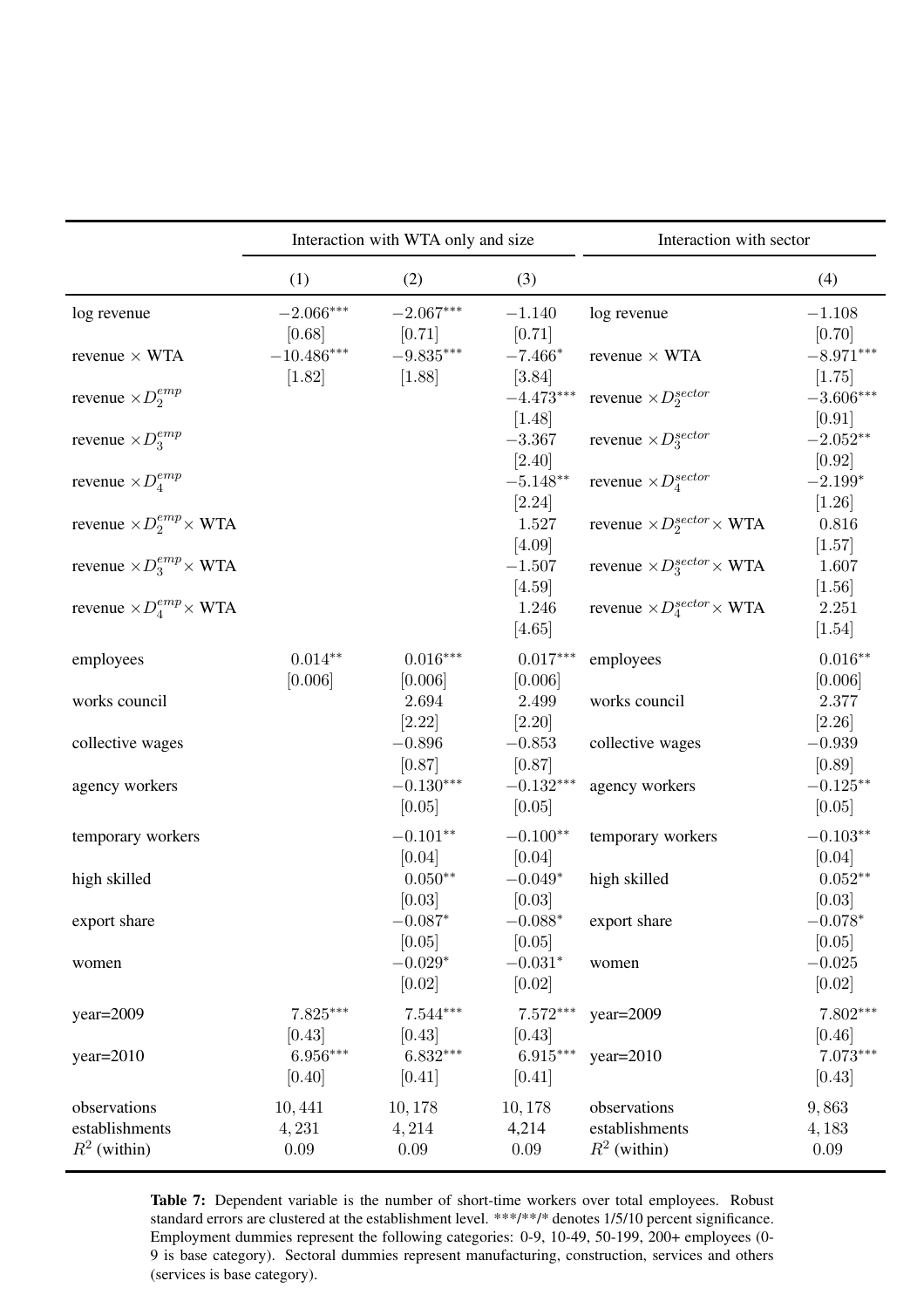| | Interaction with WTA only and size | | | Interaction with sector | |
|---|---|---|---|---|---|
| | (1) | (2) | (3) | | (4) |
| log revenue | $-2.066^{***}$ | $-2.067^{***}$ | $-1.140$ | log revenue | $-1.108$ |
| | [0.68] | [0.71] | [0.71] | | [0.70] |
| revenue × WTA | $-10.486^{***}$ | $-9.835^{***}$ | $-7.466^{*}$ | revenue × WTA | $-8.971^{***}$ |
| | [1.82] | [1.88] | [3.84] | | [1.75] |
| revenue $\times D_2^{emp}$ | | | $-4.473^{***}$ | revenue $\times D_2^{sector}$ | $-3.606^{***}$ |
| | | | [1.48] | | [0.91] |
| revenue $\times D_3^{emp}$ | | | $-3.367$ | revenue $\times D_3^{sector}$ | $-2.052^{**}$ |
| | | | [2.40] | | [0.92] |
| revenue $\times D_4^{emp}$ | | | $-5.148^{**}$ | revenue $\times D_4^{sector}$ | $-2.199^{*}$ |
| | | | [2.24] | | [1.26] |
| revenue $\times D_2^{emp} \times$ WTA | | | 1.527 | revenue $\times D_2^{sector} \times$ WTA | 0.816 |
| | | | [4.09] | | [1.57] |
| revenue $\times D_3^{emp} \times$ WTA | | | $-1.507$ | revenue $\times D_3^{sector} \times$ WTA | 1.607 |
| | | | [4.59] | | [1.56] |
| revenue $\times D_4^{emp} \times$ WTA | | | 1.246 | revenue $\times D_4^{sector} \times$ WTA | 2.251 |
| | | | [4.65] | | [1.54] |
| employees | $0.014^{**}$ | $0.016^{***}$ | $0.017^{***}$ | employees | $0.016^{**}$ |
| | [0.006] | [0.006] | [0.006] | | [0.006] |
| works council | | 2.694 | 2.499 | works council | 2.377 |
| | | [2.22] | [2.20] | | [2.26] |
| collective wages | | $-0.896$ | $-0.853$ | collective wages | $-0.939$ |
| | | [0.87] | [0.87] | | [0.89] |
| agency workers | | $-0.130^{***}$ | $-0.132^{***}$ | agency workers | $-0.125^{**}$ |
| | | [0.05] | [0.05] | | [0.05] |
| temporary workers | | $-0.101^{**}$ | $-0.100^{**}$ | temporary workers | $-0.103^{**}$ |
| | | [0.04] | [0.04] | | [0.04] |
| high skilled | | $0.050^{**}$ | $-0.049^{*}$ | high skilled | $0.052^{**}$ |
| | | [0.03] | [0.03] | | [0.03] |
| export share | | $-0.087^{*}$ | $-0.088^{*}$ | export share | $-0.078^{*}$ |
| | | [0.05] | [0.05] | | [0.05] |
| women | | $-0.029^{*}$ | $-0.031^{*}$ | women | $-0.025$ |
| | | [0.02] | [0.02] | | [0.02] |
| year=2009 | $7.825^{***}$ | $7.544^{***}$ | $7.572^{***}$ | year=2009 | $7.802^{***}$ |
| | [0.43] | [0.43] | [0.43] | | [0.46] |
| year=2010 | $6.956^{***}$ | $6.832^{***}$ | $6.915^{***}$ | year=2010 | $7.073^{***}$ |
| | [0.40] | [0.41] | [0.41] | | [0.43] |
| observations | 10,441 | 10,178 | 10,178 | observations | 9,863 |
| establishments | 4,231 | 4,214 | 4,214 | establishments | 4,183 |
| $R^2$ (within) | 0.09 | 0.09 | 0.09 | $R^2$ (within) | 0.09 |

**Table 7:** Dependent variable is the number of short-time workers over total employees. Robust standard errors are clustered at the establishment level. ***/**/* denotes 1/5/10 percent significance. Employment dummies represent the following categories: 0-9, 10-49, 50-199, 200+ employees (0-9 is base category). Sectoral dummies represent manufacturing, construction, services and others (services is base category).